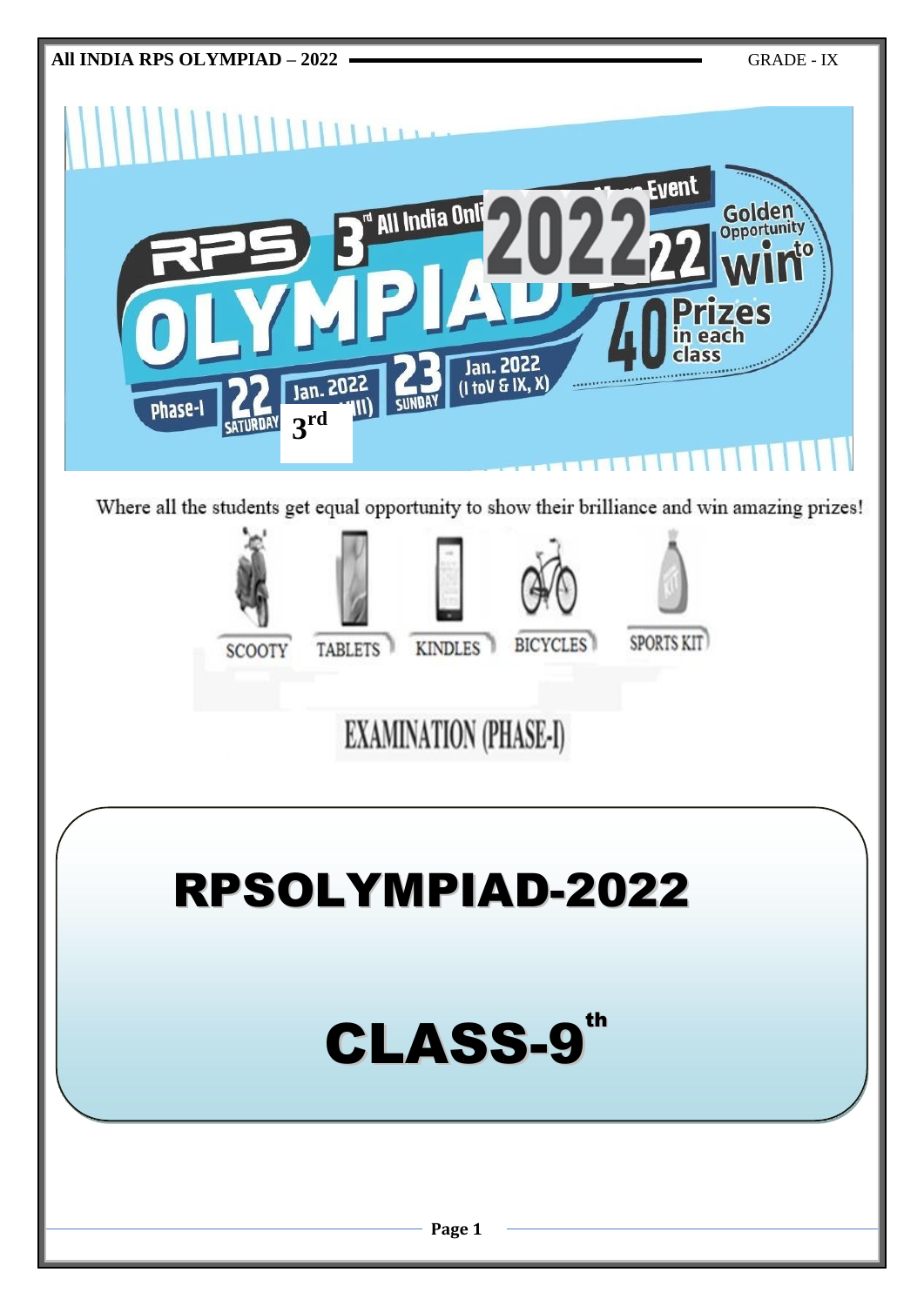RPS 3rd All India Online Mega Event OLYMPIAD 2022

Golden Opportunity to win 40 Prizes in each class

Phase-I 22 SATURDAY Jan. 2022 (VI to VIII) 23 SUNDAY Jan. 2022 (I to V & IX, X)

Where all the students get equal opportunity to show their brilliance and win amazing prizes!

SCOOTY TABLETS KINDLES BICYCLES SPORTS KIT

EXAMINATION (PHASE-I)

# RPSOLYMPIAD-2022

# CLASS-9th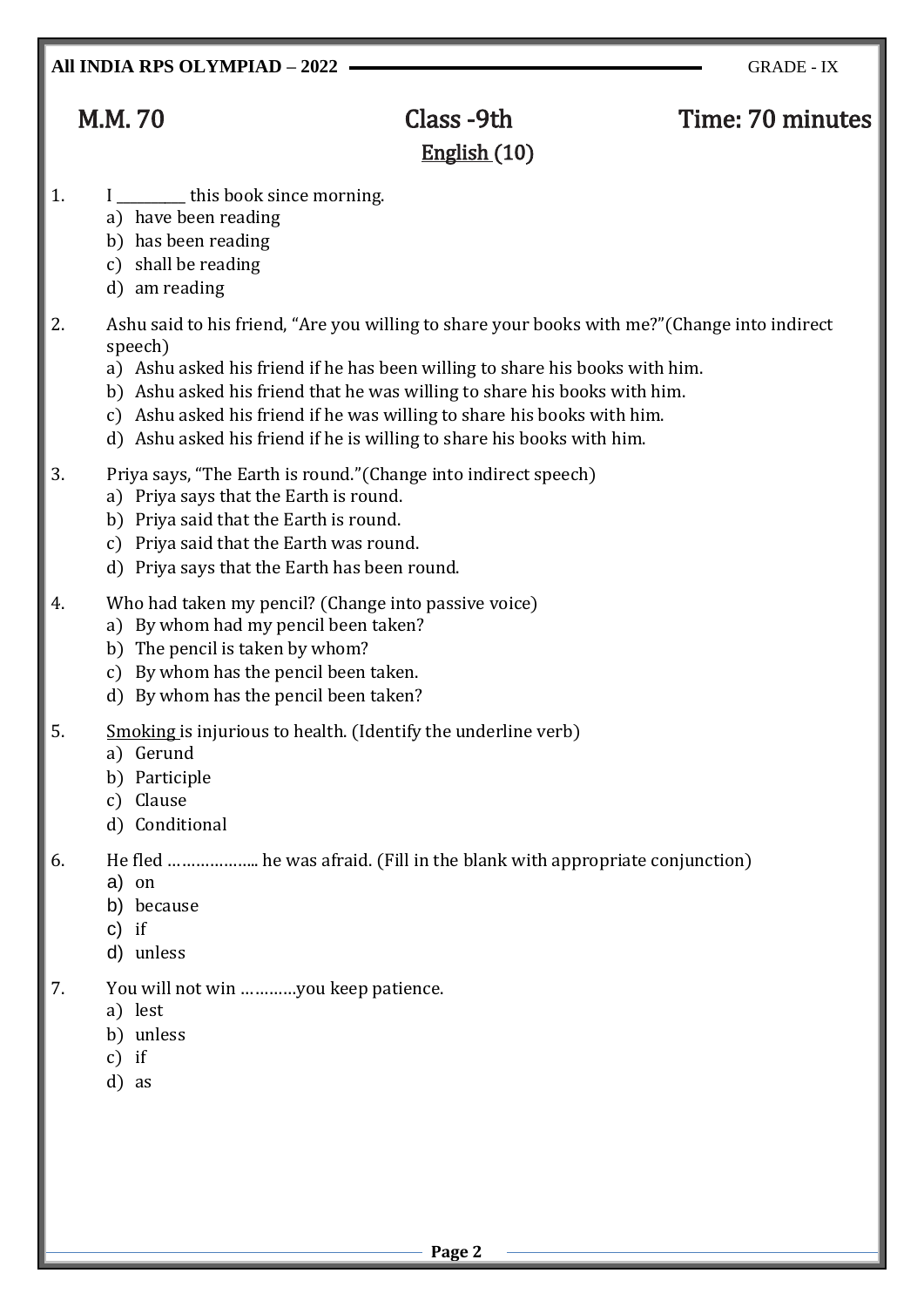| M.M. 70 | Class -9th | Time: 70 minutes |
|---|---|---|

## English (10)

1. I _________ this book since morning.
   a) have been reading
   b) has been reading
   c) shall be reading
   d) am reading

2. Ashu said to his friend, "Are you willing to share your books with me?"(Change into indirect speech)
   a) Ashu asked his friend if he has been willing to share his books with him.
   b) Ashu asked his friend that he was willing to share his books with him.
   c) Ashu asked his friend if he was willing to share his books with him.
   d) Ashu asked his friend if he is willing to share his books with him.

3. Priya says, "The Earth is round."(Change into indirect speech)
   a) Priya says that the Earth is round.
   b) Priya said that the Earth is round.
   c) Priya said that the Earth was round.
   d) Priya says that the Earth has been round.

4. Who had taken my pencil? (Change into passive voice)
   a) By whom had my pencil been taken?
   b) The pencil is taken by whom?
   c) By whom has the pencil been taken.
   d) By whom has the pencil been taken?

5. <u>Smoking</u> is injurious to health. (Identify the underline verb)
   a) Gerund
   b) Participle
   c) Clause
   d) Conditional

6. He fled ……………….. he was afraid. (Fill in the blank with appropriate conjunction)
   a) on
   b) because
   c) if
   d) unless

7. You will not win …………you keep patience.
   a) lest
   b) unless
   c) if
   d) as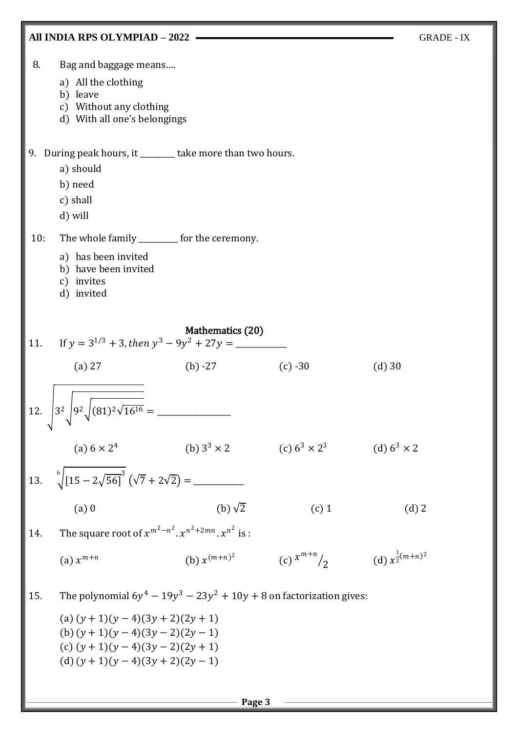8. Bag and baggage means….

   a) All the clothing
   b) leave
   c) Without any clothing
   d) With all one's belongings

9. During peak hours, it ________ take more than two hours.

   a) should
   b) need
   c) shall
   d) will

10: The whole family _________ for the ceremony.

   a) has been invited
   b) have been invited
   c) invites
   d) invited

## Mathematics (20)

11. If $y = 3^{1/3} + 3, then\ y^3 - 9y^2 + 27y =$ ___________

   (a) 27 (b) -27 (c) -30 (d) 30

12. $\sqrt{3^2\sqrt{9^2\sqrt{(81)^2\sqrt{16^{16}}}}} =$ ________________

   (a) $6 \times 2^4$ (b) $3^3 \times 2$ (c) $6^3 \times 2^3$ (d) $6^3 \times 2$

13. $\sqrt[6]{[15 - 2\sqrt{56}]^3}\ (\sqrt{7} + 2\sqrt{2}) =$ ___________

   (a) 0 (b) $\sqrt{2}$ (c) 1 (d) 2

14. The square root of $x^{m^2-n^2}.x^{n^2+2mn}.x^{n^2}$ is :

   (a) $x^{m+n}$ (b) $x^{(m+n)^2}$ (c) $x^{m+n}/_2$ (d) $x^{\frac{1}{2}(m+n)^2}$

15. The polynomial $6y^4 - 19y^3 - 23y^2 + 10y + 8$ on factorization gives:

   (a) $(y + 1)(y - 4)(3y + 2)(2y + 1)$
   (b) $(y + 1)(y - 4)(3y - 2)(2y - 1)$
   (c) $(y + 1)(y - 4)(3y - 2)(2y + 1)$
   (d) $(y + 1)(y - 4)(3y + 2)(2y - 1)$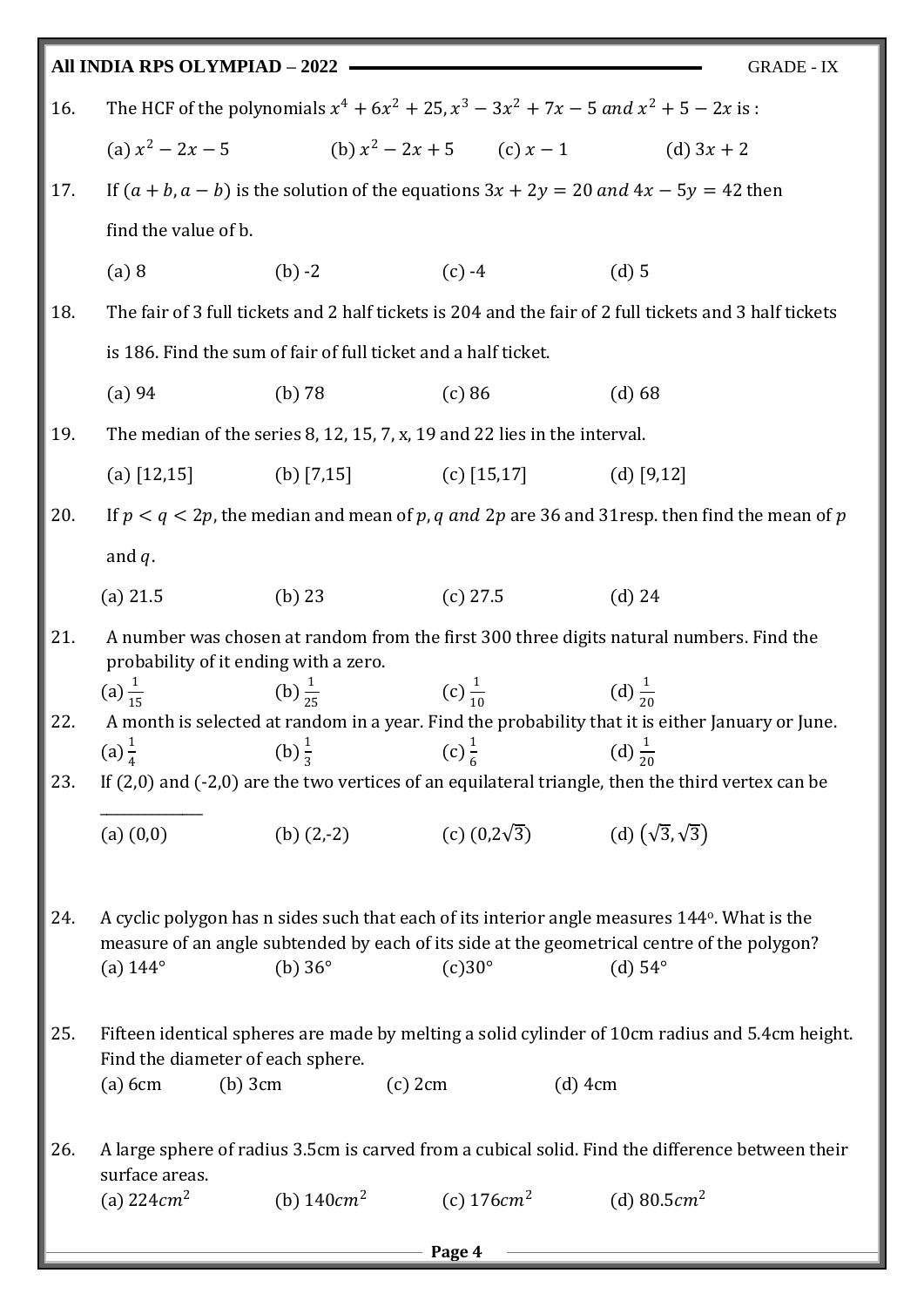16. The HCF of the polynomials $x^4 + 6x^2 + 25, x^3 - 3x^2 + 7x - 5$ $and$ $x^2 + 5 - 2x$ is :

    (a) $x^2 - 2x - 5$ (b) $x^2 - 2x + 5$ (c) $x - 1$ (d) $3x + 2$

17. If $(a + b, a - b)$ is the solution of the equations $3x + 2y = 20$ $and$ $4x - 5y = 42$ then find the value of b.

    (a) 8 (b) -2 (c) -4 (d) 5

18. The fair of 3 full tickets and 2 half tickets is 204 and the fair of 2 full tickets and 3 half tickets is 186. Find the sum of fair of full ticket and a half ticket.

    (a) 94 (b) 78 (c) 86 (d) 68

19. The median of the series 8, 12, 15, 7, x, 19 and 22 lies in the interval.

    (a) [12,15] (b) [7,15] (c) [15,17] (d) [9,12]

20. If $p < q < 2p$, the median and mean of $p, q$ $and$ $2p$ are 36 and 31resp. then find the mean of $p$ and $q$.

    (a) 21.5 (b) 23 (c) 27.5 (d) 24

21. A number was chosen at random from the first 300 three digits natural numbers. Find the probability of it ending with a zero.

    (a) $\frac{1}{15}$ (b) $\frac{1}{25}$ (c) $\frac{1}{10}$ (d) $\frac{1}{20}$

22. A month is selected at random in a year. Find the probability that it is either January or June.

    (a) $\frac{1}{4}$ (b) $\frac{1}{3}$ (c) $\frac{1}{6}$ (d) $\frac{1}{20}$

23. If (2,0) and (-2,0) are the two vertices of an equilateral triangle, then the third vertex can be \_\_\_\_\_\_\_\_\_\_\_\_\_

    (a) (0,0) (b) (2,-2) (c) $(0,2\sqrt{3})$ (d) $(\sqrt{3},\sqrt{3})$

24. A cyclic polygon has n sides such that each of its interior angle measures 144°. What is the measure of an angle subtended by each of its side at the geometrical centre of the polygon?

    (a) 144° (b) 36° (c)30° (d) 54°

25. Fifteen identical spheres are made by melting a solid cylinder of 10cm radius and 5.4cm height. Find the diameter of each sphere.

    (a) 6cm (b) 3cm (c) 2cm (d) 4cm

26. A large sphere of radius 3.5cm is carved from a cubical solid. Find the difference between their surface areas.

    (a) $224cm^2$ (b) $140cm^2$ (c) $176cm^2$ (d) $80.5cm^2$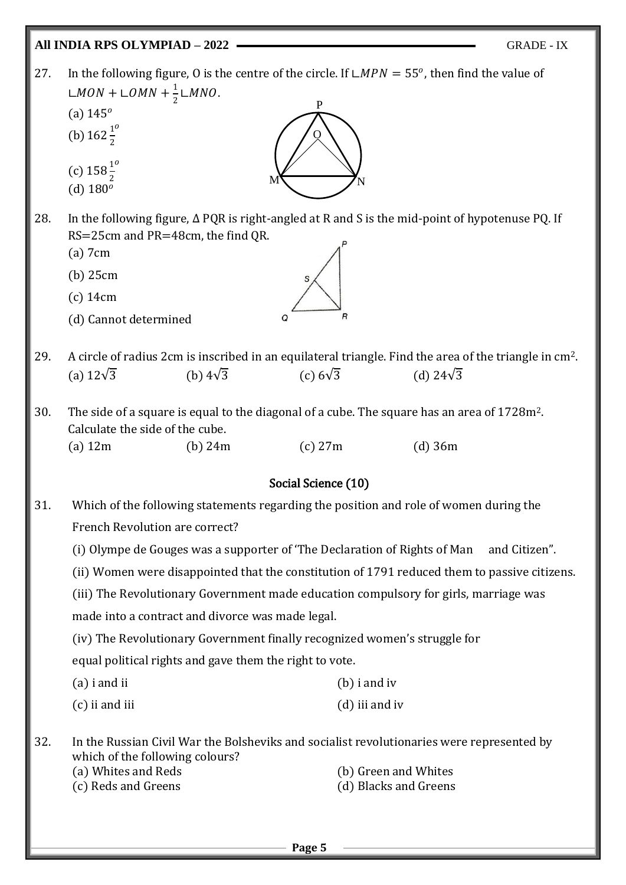27. In the following figure, O is the centre of the circle. If $\angle MPN = 55^o$, then find the value of $\angle MON + \angle OMN + \frac{1}{2}\angle MNO$.

(a) $145^o$

(b) $162\frac{1}{2}^o$

(c) $158\frac{1}{2}^o$

(d) $180^o$

28. In the following figure, Δ PQR is right-angled at R and S is the mid-point of hypotenuse PQ. If RS=25cm and PR=48cm, the find QR.

(a) 7cm

(b) 25cm

(c) 14cm

(d) Cannot determined

29. A circle of radius 2cm is inscribed in an equilateral triangle. Find the area of the triangle in cm$^2$.

(a) $12\sqrt{3}$ (b) $4\sqrt{3}$ (c) $6\sqrt{3}$ (d) $24\sqrt{3}$

30. The side of a square is equal to the diagonal of a cube. The square has an area of 1728m$^2$. Calculate the side of the cube.

(a) 12m (b) 24m (c) 27m (d) 36m

## Social Science (10)

31. Which of the following statements regarding the position and role of women during the French Revolution are correct?

(i) Olympe de Gouges was a supporter of 'The Declaration of Rights of Man and Citizen".

(ii) Women were disappointed that the constitution of 1791 reduced them to passive citizens.

(iii) The Revolutionary Government made education compulsory for girls, marriage was made into a contract and divorce was made legal.

(iv) The Revolutionary Government finally recognized women's struggle for equal political rights and gave them the right to vote.

(a) i and ii (b) i and iv

(c) ii and iii (d) iii and iv

32. In the Russian Civil War the Bolsheviks and socialist revolutionaries were represented by which of the following colours?

(a) Whites and Reds (b) Green and Whites

(c) Reds and Greens (d) Blacks and Greens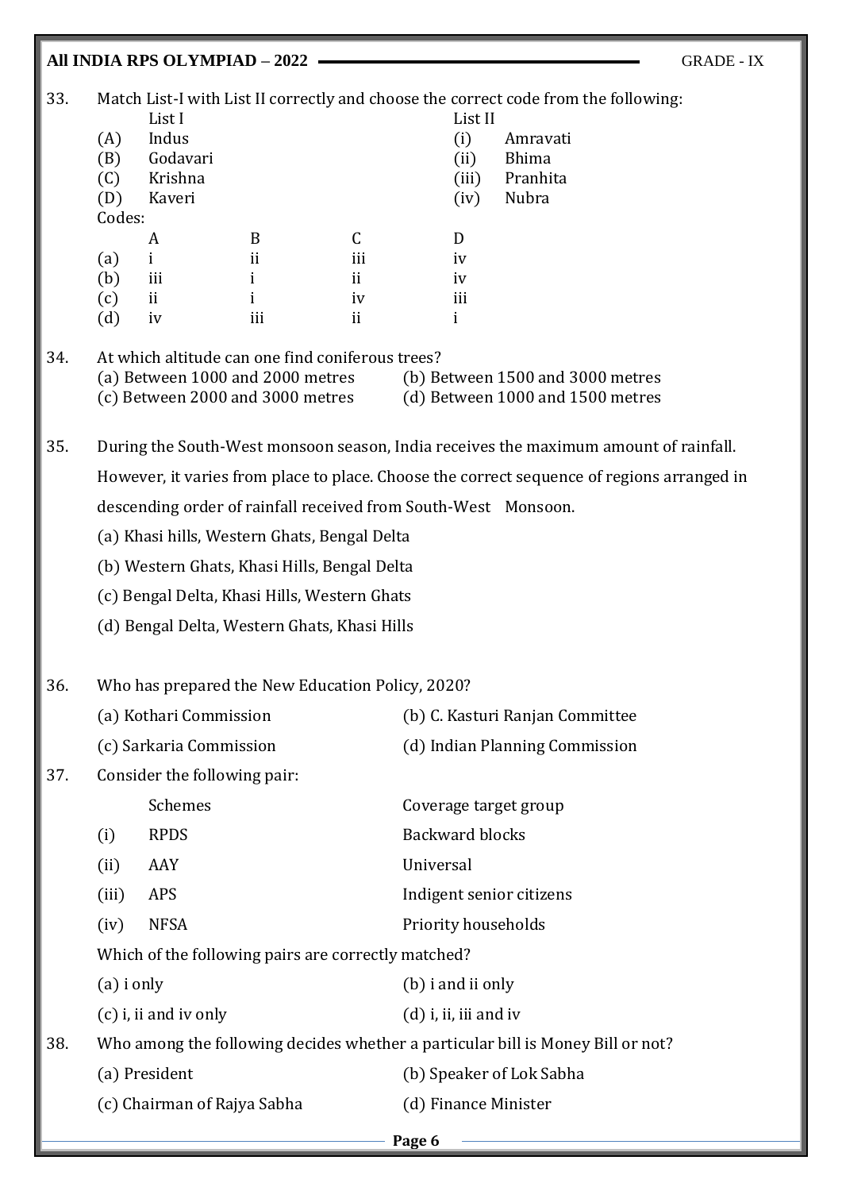33. Match List-I with List II correctly and choose the correct code from the following:

| | List I | | List II |
|---|---|---|---|
| (A) | Indus | (i) | Amravati |
| (B) | Godavari | (ii) | Bhima |
| (C) | Krishna | (iii) | Pranhita |
| (D) | Kaveri | (iv) | Nubra |

Codes:

| | A | B | C | D |
|---|---|---|---|---|
| (a) | i | ii | iii | iv |
| (b) | iii | i | ii | iv |
| (c) | ii | i | iv | iii |
| (d) | iv | iii | ii | i |

34. At which altitude can one find coniferous trees?

(a) Between 1000 and 2000 metres
(b) Between 1500 and 3000 metres
(c) Between 2000 and 3000 metres
(d) Between 1000 and 1500 metres

35. During the South-West monsoon season, India receives the maximum amount of rainfall. However, it varies from place to place. Choose the correct sequence of regions arranged in descending order of rainfall received from South-West Monsoon.

(a) Khasi hills, Western Ghats, Bengal Delta
(b) Western Ghats, Khasi Hills, Bengal Delta
(c) Bengal Delta, Khasi Hills, Western Ghats
(d) Bengal Delta, Western Ghats, Khasi Hills

36. Who has prepared the New Education Policy, 2020?

(a) Kothari Commission
(b) C. Kasturi Ranjan Committee
(c) Sarkaria Commission
(d) Indian Planning Commission

37. Consider the following pair:

| | Schemes | Coverage target group |
|---|---|---|
| (i) | RPDS | Backward blocks |
| (ii) | AAY | Universal |
| (iii) | APS | Indigent senior citizens |
| (iv) | NFSA | Priority households |

Which of the following pairs are correctly matched?

(a) i only
(b) i and ii only
(c) i, ii and iv only
(d) i, ii, iii and iv

38. Who among the following decides whether a particular bill is Money Bill or not?

(a) President
(b) Speaker of Lok Sabha
(c) Chairman of Rajya Sabha
(d) Finance Minister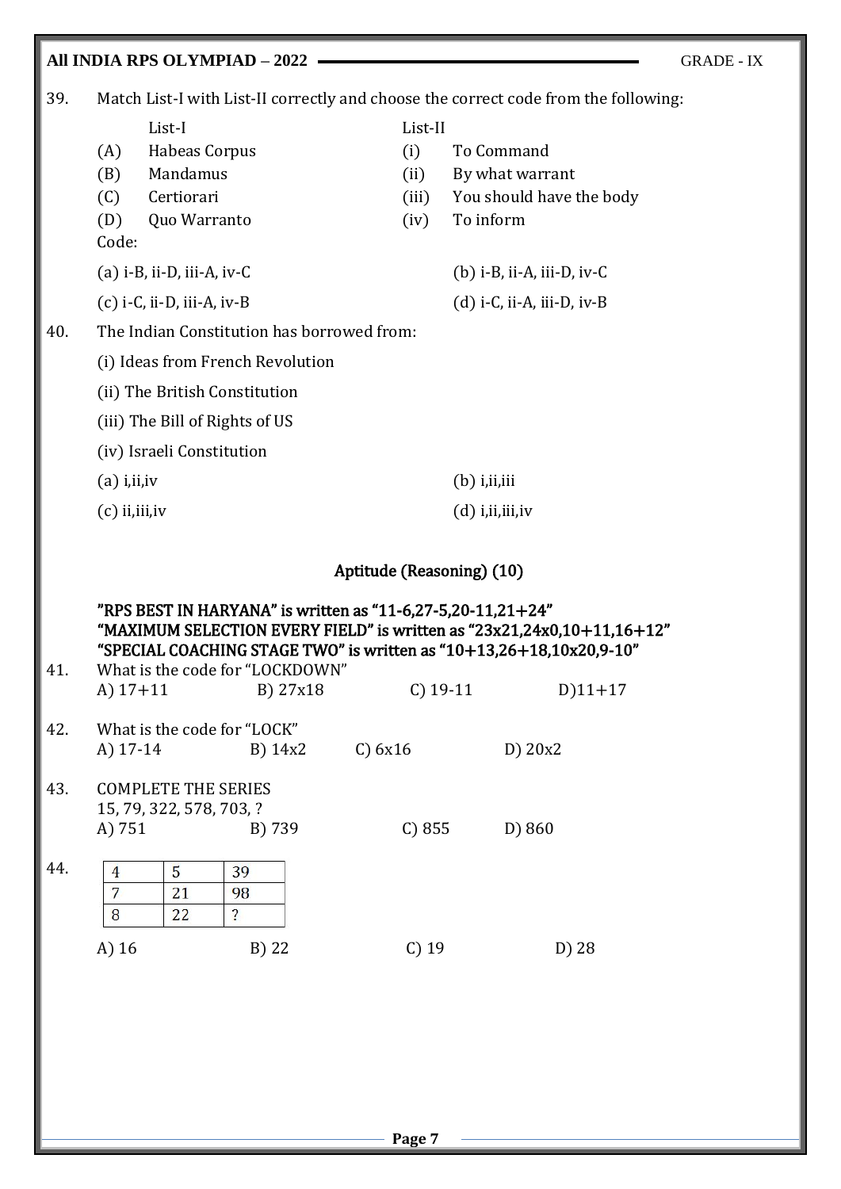39. Match List-I with List-II correctly and choose the correct code from the following:

| | List-I | | List-II |
|---|---|---|---|
| (A) | Habeas Corpus | (i) | To Command |
| (B) | Mandamus | (ii) | By what warrant |
| (C) | Certiorari | (iii) | You should have the body |
| (D) | Quo Warranto | (iv) | To inform |

Code:

(a) i-B, ii-D, iii-A, iv-C
(b) i-B, ii-A, iii-D, iv-C
(c) i-C, ii-D, iii-A, iv-B
(d) i-C, ii-A, iii-D, iv-B

40. The Indian Constitution has borrowed from:

(i) Ideas from French Revolution

(ii) The British Constitution

(iii) The Bill of Rights of US

(iv) Israeli Constitution

(a) i,ii,iv
(b) i,ii,iii
(c) ii,iii,iv
(d) i,ii,iii,iv

## Aptitude (Reasoning) (10)

**"RPS BEST IN HARYANA" is written as "11-6,27-5,20-11,21+24"**
**"MAXIMUM SELECTION EVERY FIELD" is written as "23x21,24x0,10+11,16+12"**
**"SPECIAL COACHING STAGE TWO" is written as "10+13,26+18,10x20,9-10"**

41. What is the code for "LOCKDOWN"

A) 17+11 B) 27x18 C) 19-11 D)11+17

42. What is the code for "LOCK"

A) 17-14 B) 14x2 C) 6x16 D) 20x2

43. COMPLETE THE SERIES
15, 79, 322, 578, 703, ?

A) 751 B) 739 C) 855 D) 860

44.

| | | |
|---|---|---|
| 4 | 5 | 39 |
| 7 | 21 | 98 |
| 8 | 22 | ? |

A) 16 B) 22 C) 19 D) 28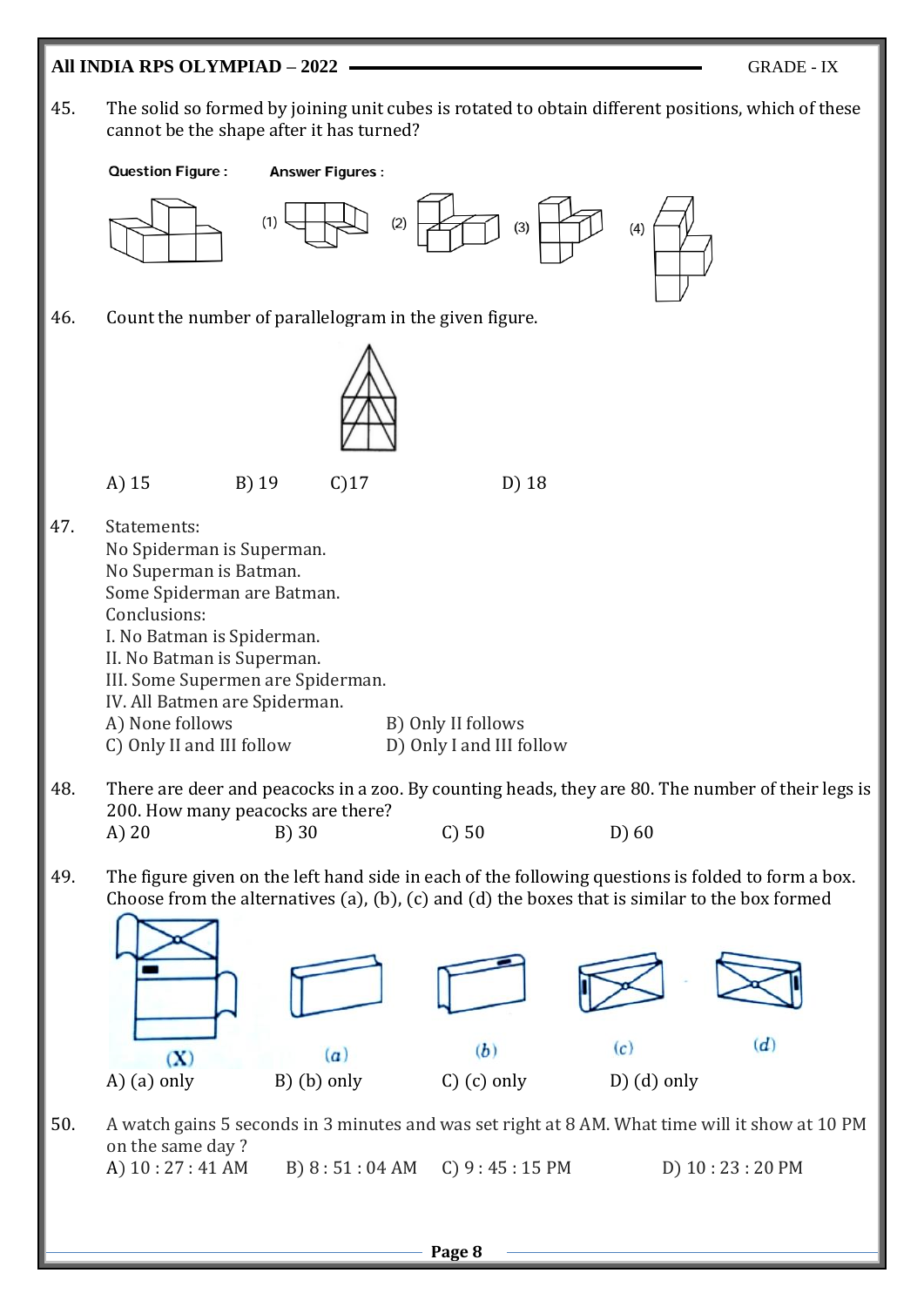45. The solid so formed by joining unit cubes is rotated to obtain different positions, which of these cannot be the shape after it has turned?

**Question Figure :** **Answer Figures :**

(1) (2) (3) (4)

46. Count the number of parallelogram in the given figure.

A) 15 B) 19 C)17 D) 18

47. Statements:
No Spiderman is Superman.
No Superman is Batman.
Some Spiderman are Batman.
Conclusions:
I. No Batman is Spiderman.
II. No Batman is Superman.
III. Some Supermen are Spiderman.
IV. All Batmen are Spiderman.
A) None follows B) Only II follows
C) Only II and III follow D) Only I and III follow

48. There are deer and peacocks in a zoo. By counting heads, they are 80. The number of their legs is 200. How many peacocks are there?
A) 20 B) 30 C) 50 D) 60

49. The figure given on the left hand side in each of the following questions is folded to form a box. Choose from the alternatives (a), (b), (c) and (d) the boxes that is similar to the box formed

(X) (a) (b) (c) (d)

A) (a) only B) (b) only C) (c) only D) (d) only

50. A watch gains 5 seconds in 3 minutes and was set right at 8 AM. What time will it show at 10 PM on the same day ?
A) 10 : 27 : 41 AM B) 8 : 51 : 04 AM C) 9 : 45 : 15 PM D) 10 : 23 : 20 PM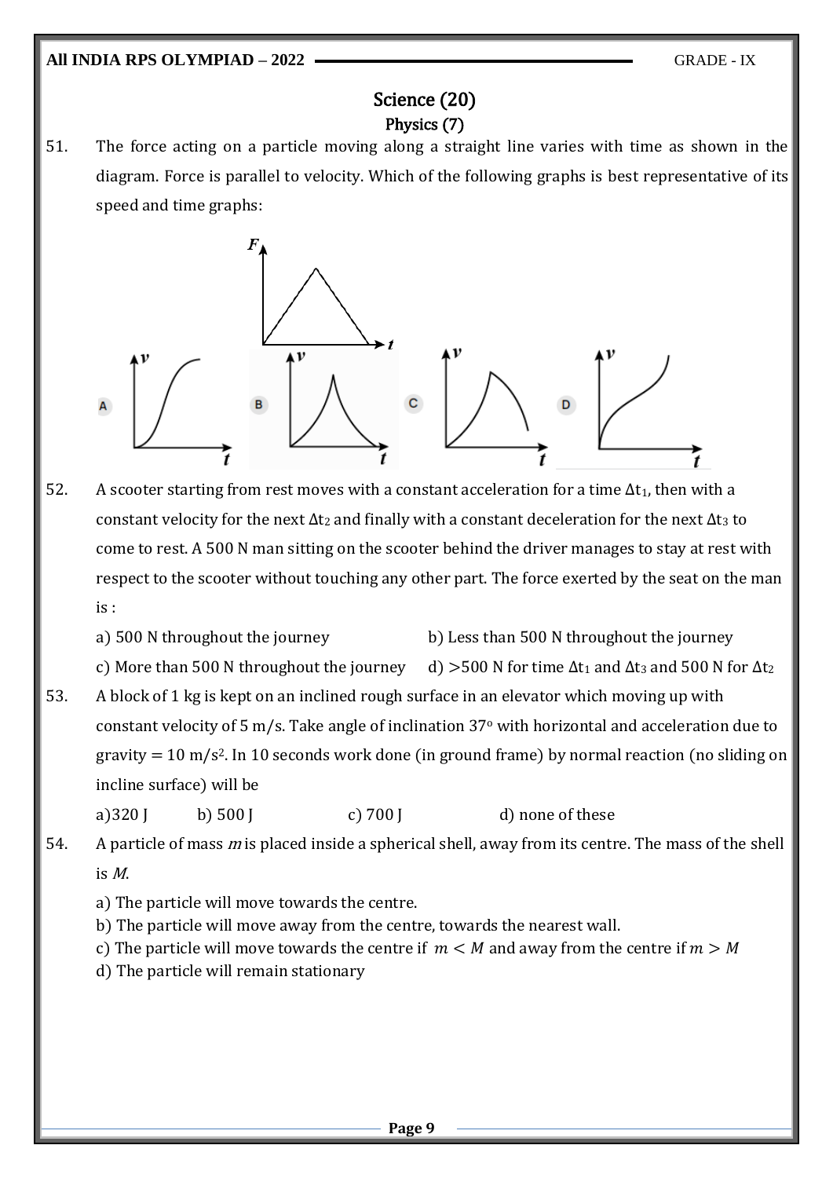# Science (20)

## Physics (7)

51. The force acting on a particle moving along a straight line varies with time as shown in the diagram. Force is parallel to velocity. Which of the following graphs is best representative of its speed and time graphs:

A &nbsp;&nbsp;&nbsp; B &nbsp;&nbsp;&nbsp; C &nbsp;&nbsp;&nbsp; D

52. A scooter starting from rest moves with a constant acceleration for a time $\Delta t_1$, then with a constant velocity for the next $\Delta t_2$ and finally with a constant deceleration for the next $\Delta t_3$ to come to rest. A 500 N man sitting on the scooter behind the driver manages to stay at rest with respect to the scooter without touching any other part. The force exerted by the seat on the man is :

    a) 500 N throughout the journey
    b) Less than 500 N throughout the journey
    c) More than 500 N throughout the journey
    d) >500 N for time $\Delta t_1$ and $\Delta t_3$ and 500 N for $\Delta t_2$

53. A block of 1 kg is kept on an inclined rough surface in an elevator which moving up with constant velocity of 5 m/s. Take angle of inclination $37^o$ with horizontal and acceleration due to gravity = 10 m/s$^2$. In 10 seconds work done (in ground frame) by normal reaction (no sliding on incline surface) will be

    a) 320 J
    b) 500 J
    c) 700 J
    d) none of these

54. A particle of mass $m$ is placed inside a spherical shell, away from its centre. The mass of the shell is $M$.

    a) The particle will move towards the centre.
    b) The particle will move away from the centre, towards the nearest wall.
    c) The particle will move towards the centre if $m < M$ and away from the centre if $m > M$
    d) The particle will remain stationary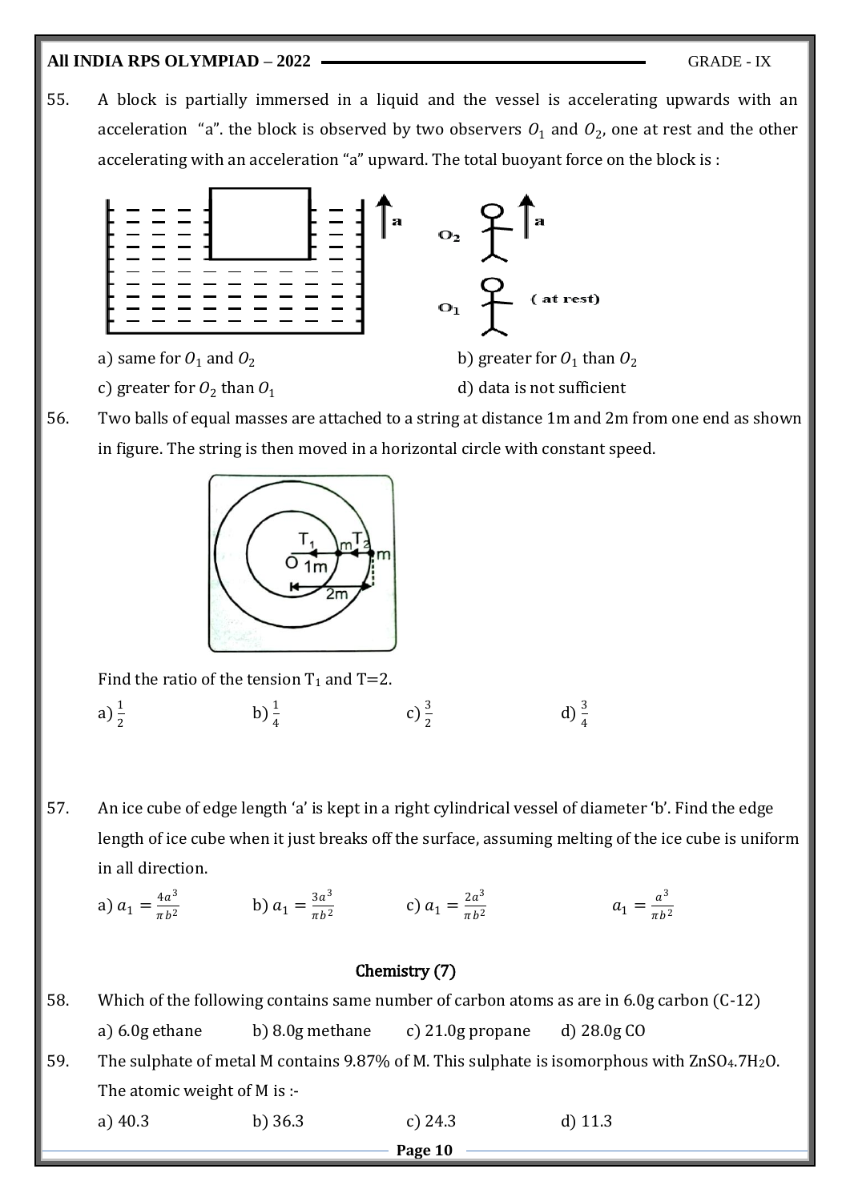55. A block is partially immersed in a liquid and the vessel is accelerating upwards with an acceleration "a". the block is observed by two observers $O_1$ and $O_2$, one at rest and the other accelerating with an acceleration "a" upward. The total buoyant force on the block is :

a) same for $O_1$ and $O_2$

b) greater for $O_1$ than $O_2$

c) greater for $O_2$ than $O_1$

d) data is not sufficient

56. Two balls of equal masses are attached to a string at distance 1m and 2m from one end as shown in figure. The string is then moved in a horizontal circle with constant speed.

Find the ratio of the tension $T_1$ and T=2.

a) $\frac{1}{2}$ b) $\frac{1}{4}$ c) $\frac{3}{2}$ d) $\frac{3}{4}$

57. An ice cube of edge length 'a' is kept in a right cylindrical vessel of diameter 'b'. Find the edge length of ice cube when it just breaks off the surface, assuming melting of the ice cube is uniform in all direction.

a) $a_1 = \frac{4a^3}{\pi b^2}$ b) $a_1 = \frac{3a^3}{\pi b^2}$ c) $a_1 = \frac{2a^3}{\pi b^2}$ $a_1 = \frac{a^3}{\pi b^2}$

## Chemistry (7)

58. Which of the following contains same number of carbon atoms as are in 6.0g carbon (C-12)

a) 6.0g ethane b) 8.0g methane c) 21.0g propane d) 28.0g CO

59. The sulphate of metal M contains 9.87% of M. This sulphate is isomorphous with $ZnSO_4.7H_2O$. The atomic weight of M is :-

a) 40.3 b) 36.3 c) 24.3 d) 11.3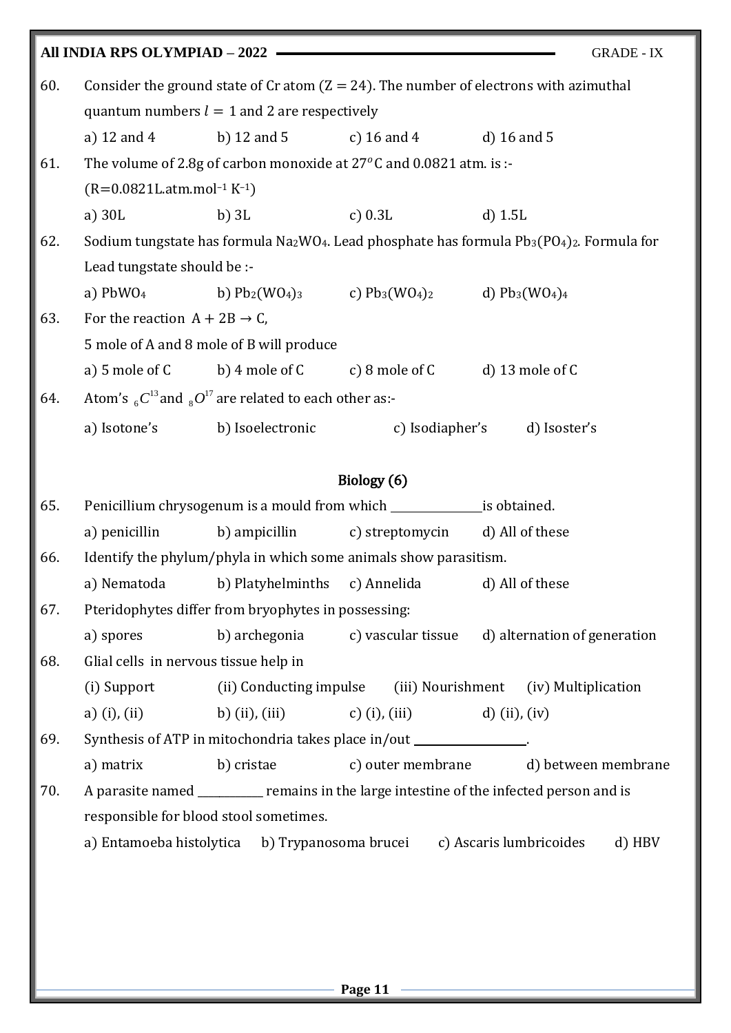60. Consider the ground state of Cr atom (Z = 24). The number of electrons with azimuthal quantum numbers $l = 1$ and 2 are respectively

a) 12 and 4 b) 12 and 5 c) 16 and 4 d) 16 and 5

61. The volume of 2.8g of carbon monoxide at $27^oC$ and 0.0821 atm. is :-
(R=0.0821L.atm.mol$^{-1}$ K$^{-1}$)

a) 30L b) 3L c) 0.3L d) 1.5L

62. Sodium tungstate has formula $Na_2WO_4$. Lead phosphate has formula $Pb_3(PO_4)_2$. Formula for Lead tungstate should be :-

a) $PbWO_4$ b) $Pb_2(WO_4)_3$ c) $Pb_3(WO_4)_2$ d) $Pb_3(WO_4)_4$

63. For the reaction $A + 2B \rightarrow C$,
5 mole of A and 8 mole of B will produce

a) 5 mole of C b) 4 mole of C c) 8 mole of C d) 13 mole of C

64. Atom's ${}_6C^{13}$ and ${}_8O^{17}$ are related to each other as:-

a) Isotone's b) Isoelectronic c) Isodiapher's d) Isoster's

## Biology (6)

65. Penicillium chrysogenum is a mould from which \_\_\_\_\_\_\_\_\_\_\_\_\_\_\_is obtained.

a) penicillin b) ampicillin c) streptomycin d) All of these

66. Identify the phylum/phyla in which some animals show parasitism.

a) Nematoda b) Platyhelminths c) Annelida d) All of these

67. Pteridophytes differ from bryophytes in possessing:

a) spores b) archegonia c) vascular tissue d) alternation of generation

68. Glial cells in nervous tissue help in

(i) Support (ii) Conducting impulse (iii) Nourishment (iv) Multiplication

a) (i), (ii) b) (ii), (iii) c) (i), (iii) d) (ii), (iv)

69. Synthesis of ATP in mitochondria takes place in/out \_\_\_\_\_\_\_\_\_\_\_\_\_\_\_\_\_\_.

a) matrix b) cristae c) outer membrane d) between membrane

70. A parasite named \_\_\_\_\_\_\_\_\_\_\_ remains in the large intestine of the infected person and is responsible for blood stool sometimes.

a) Entamoeba histolytica b) Trypanosoma brucei c) Ascaris lumbricoides d) HBV